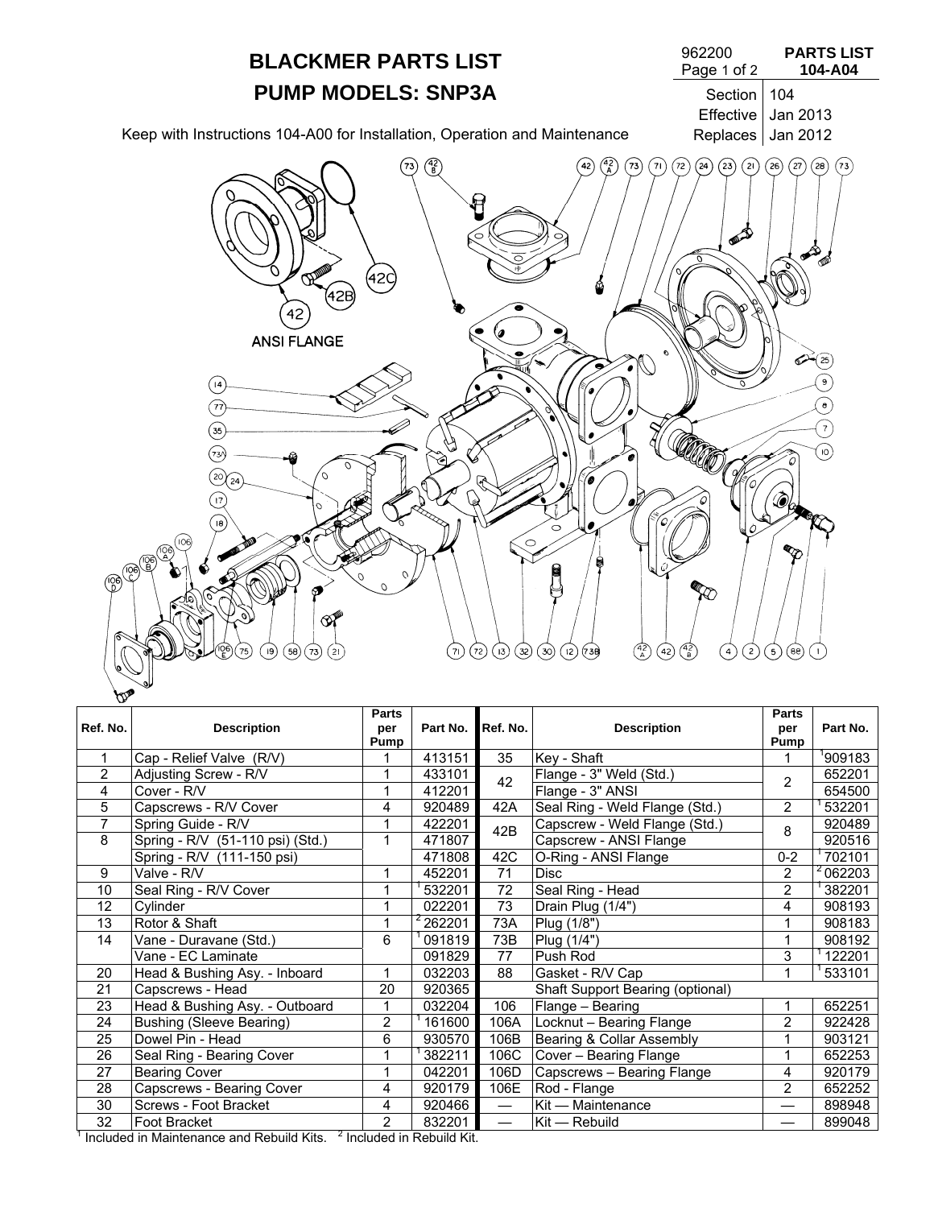# BLACKMER PARTS LIST

# PUMP MODELS: SNP3A

| 962200 | **PARTS LIST** |
|---|---|
| | **104-A04** |
| Section | 104 |
| Effective | Jan 2013 |
| Replaces | Jan 2012 |

Keep with Instructions 104-A00 for Installation, Operation and Maintenance

ANSI FLANGE

| Ref. No. | Description | Parts per Pump | Part No. | Ref. No. | Description | Parts per Pump | Part No. |
|---|---|---|---|---|---|---|---|
| 1 | Cap - Relief Valve (R/V) | 1 | 413151 | 35 | Key - Shaft | 1 | [1]909183 |
| 2 | Adjusting Screw - R/V | 1 | 433101 | 42 | Flange - 3" Weld (Std.) | 2 | 652201 |
| 4 | Cover - R/V | 1 | 412201 | | Flange - 3" ANSI | | 654500 |
| 5 | Capscrews - R/V Cover | 4 | 920489 | 42A | Seal Ring - Weld Flange (Std.) | 2 | [1]532201 |
| 7 | Spring Guide - R/V | 1 | 422201 | 42B | Capscrew - Weld Flange (Std.) | 8 | 920489 |
| 8 | Spring - R/V (51-110 psi) (Std.) | 1 | 471807 | | Capscrew - ANSI Flange | | 920516 |
| | Spring - R/V (111-150 psi) | | 471808 | 42C | O-Ring - ANSI Flange | 0-2 | [1]702101 |
| 9 | Valve - R/V | 1 | 452201 | 71 | Disc | 2 | [2]062203 |
| 10 | Seal Ring - R/V Cover | 1 | [1]532201 | 72 | Seal Ring - Head | 2 | [1]382201 |
| 12 | Cylinder | 1 | 022201 | 73 | Drain Plug (1/4") | 4 | 908193 |
| 13 | Rotor & Shaft | 1 | [2]262201 | 73A | Plug (1/8") | 1 | 908183 |
| 14 | Vane - Duravane (Std.) | 6 | [1]091819 | 73B | Plug (1/4") | 1 | 908192 |
| | Vane - EC Laminate | | 091829 | 77 | Push Rod | 3 | [1]122201 |
| 20 | Head & Bushing Asy. - Inboard | 1 | 032203 | 88 | Gasket - R/V Cap | 1 | [1]533101 |
| 21 | Capscrews - Head | 20 | 920365 | | Shaft Support Bearing (optional) | | |
| 23 | Head & Bushing Asy. - Outboard | 1 | 032204 | 106 | Flange – Bearing | 1 | 652251 |
| 24 | Bushing (Sleeve Bearing) | 2 | [1]161600 | 106A | Locknut – Bearing Flange | 2 | 922428 |
| 25 | Dowel Pin - Head | 6 | 930570 | 106B | Bearing & Collar Assembly | 1 | 903121 |
| 26 | Seal Ring - Bearing Cover | 1 | [1]382211 | 106C | Cover – Bearing Flange | 1 | 652253 |
| 27 | Bearing Cover | 1 | 042201 | 106D | Capscrews – Bearing Flange | 4 | 920179 |
| 28 | Capscrews - Bearing Cover | 4 | 920179 | 106E | Rod - Flange | 2 | 652252 |
| 30 | Screws - Foot Bracket | 4 | 920466 | — | Kit — Maintenance | — | 898948 |
| 32 | Foot Bracket | 2 | 832201 | — | Kit — Rebuild | — | 899048 |

[1] Included in Maintenance and Rebuild Kits. [2] Included in Rebuild Kit.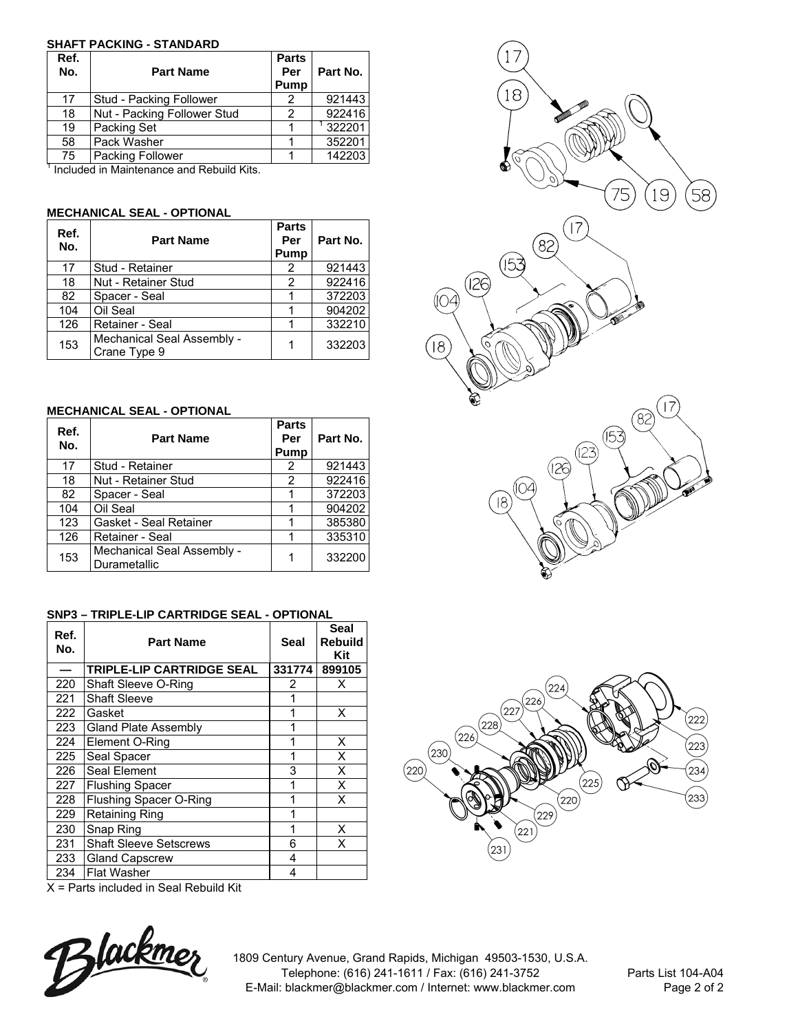## SHAFT PACKING - STANDARD

| Ref. No. | Part Name | Parts Per Pump | Part No. |
|---|---|---|---|
| 17 | Stud - Packing Follower | 2 | 921443 |
| 18 | Nut - Packing Follower Stud | 2 | 922416 |
| 19 | Packing Set | 1 | [1] 322201 |
| 58 | Pack Washer | 1 | 352201 |
| 75 | Packing Follower | 1 | 142203 |

[1] Included in Maintenance and Rebuild Kits.

## MECHANICAL SEAL - OPTIONAL

| Ref. No. | Part Name | Parts Per Pump | Part No. |
|---|---|---|---|
| 17 | Stud - Retainer | 2 | 921443 |
| 18 | Nut - Retainer Stud | 2 | 922416 |
| 82 | Spacer - Seal | 1 | 372203 |
| 104 | Oil Seal | 1 | 904202 |
| 126 | Retainer - Seal | 1 | 332210 |
| 153 | Mechanical Seal Assembly - Crane Type 9 | 1 | 332203 |

## MECHANICAL SEAL - OPTIONAL

| Ref. No. | Part Name | Parts Per Pump | Part No. |
|---|---|---|---|
| 17 | Stud - Retainer | 2 | 921443 |
| 18 | Nut - Retainer Stud | 2 | 922416 |
| 82 | Spacer - Seal | 1 | 372203 |
| 104 | Oil Seal | 1 | 904202 |
| 123 | Gasket - Seal Retainer | 1 | 385380 |
| 126 | Retainer - Seal | 1 | 335310 |
| 153 | Mechanical Seal Assembly - Durametallic | 1 | 332200 |

## SNP3 – TRIPLE-LIP CARTRIDGE SEAL - OPTIONAL

| Ref. No. | Part Name | Seal | Seal Rebuild Kit |
|---|---|---|---|
| — | **TRIPLE-LIP CARTRIDGE SEAL** | **331774** | **899105** |
| 220 | Shaft Sleeve O-Ring | 2 | X |
| 221 | Shaft Sleeve | 1 | |
| 222 | Gasket | 1 | X |
| 223 | Gland Plate Assembly | 1 | |
| 224 | Element O-Ring | 1 | X |
| 225 | Seal Spacer | 1 | X |
| 226 | Seal Element | 3 | X |
| 227 | Flushing Spacer | 1 | X |
| 228 | Flushing Spacer O-Ring | 1 | X |
| 229 | Retaining Ring | 1 | |
| 230 | Snap Ring | 1 | X |
| 231 | Shaft Sleeve Setscrews | 6 | X |
| 233 | Gland Capscrew | 4 | |
| 234 | Flat Washer | 4 | |

X = Parts included in Seal Rebuild Kit

Blackmer

1809 Century Avenue, Grand Rapids, Michigan 49503-1530, U.S.A.
Telephone: (616) 241-1611 / Fax: (616) 241-3752
E-Mail: blackmer@blackmer.com / Internet: www.blackmer.com

Parts List 104-A04